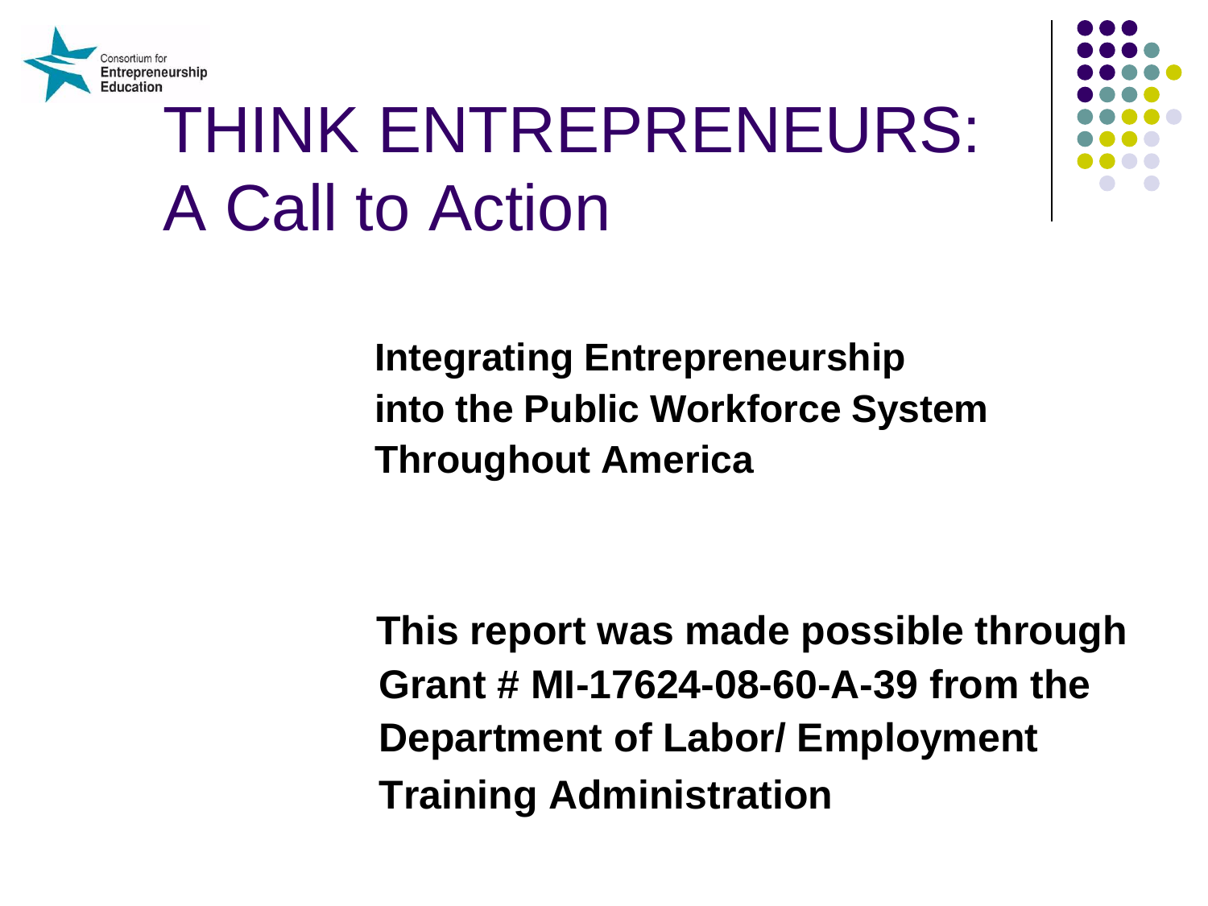Consortium for Entrepreneurship Education

# THINK ENTREPRENEURS: A Call to Action

**Integrating Entrepreneurship into the Public Workforce System Throughout America**

**This report was made possible through Grant # MI-17624-08-60-A-39 from the Department of Labor/ Employment Training Administration**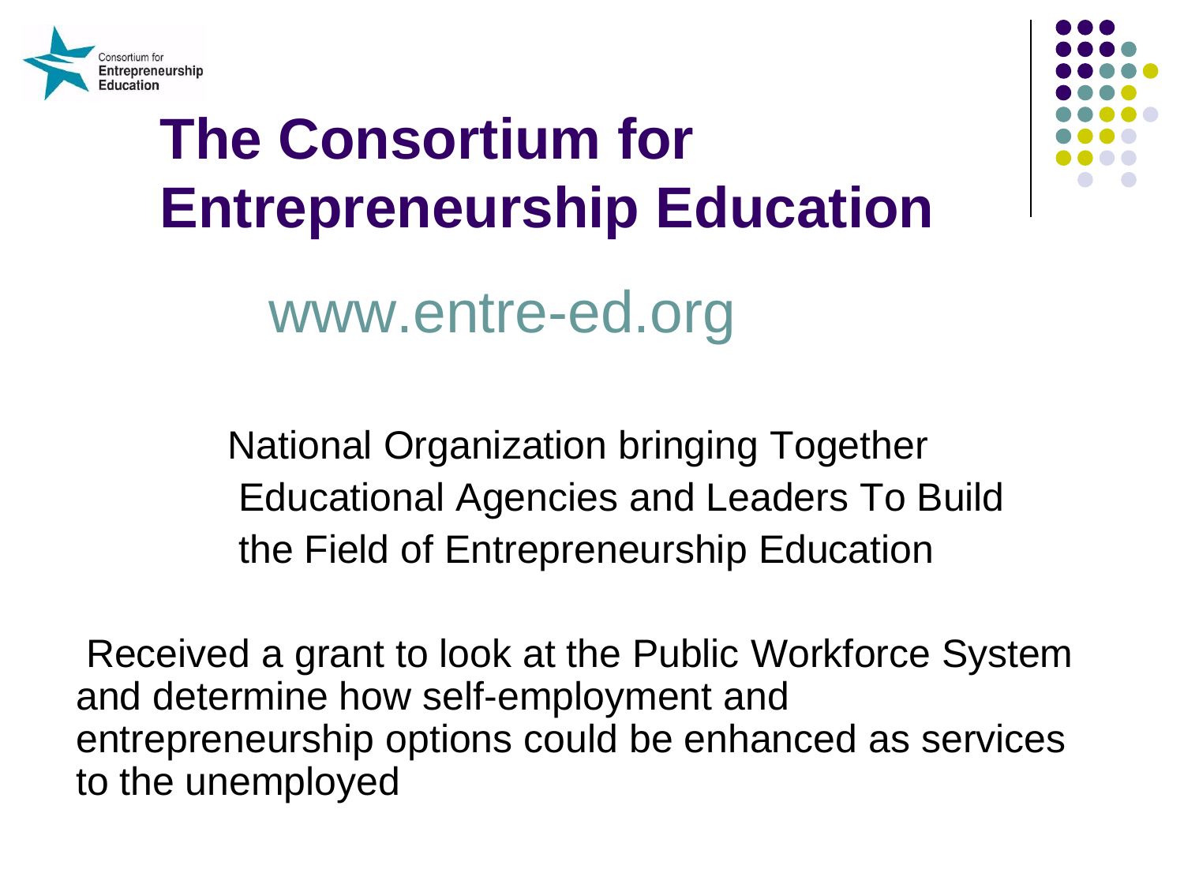# The Consortium for Entrepreneurship Education

www.entre-ed.org

National Organization bringing Together Educational Agencies and Leaders To Build the Field of Entrepreneurship Education

Received a grant to look at the Public Workforce System and determine how self-employment and entrepreneurship options could be enhanced as services to the unemployed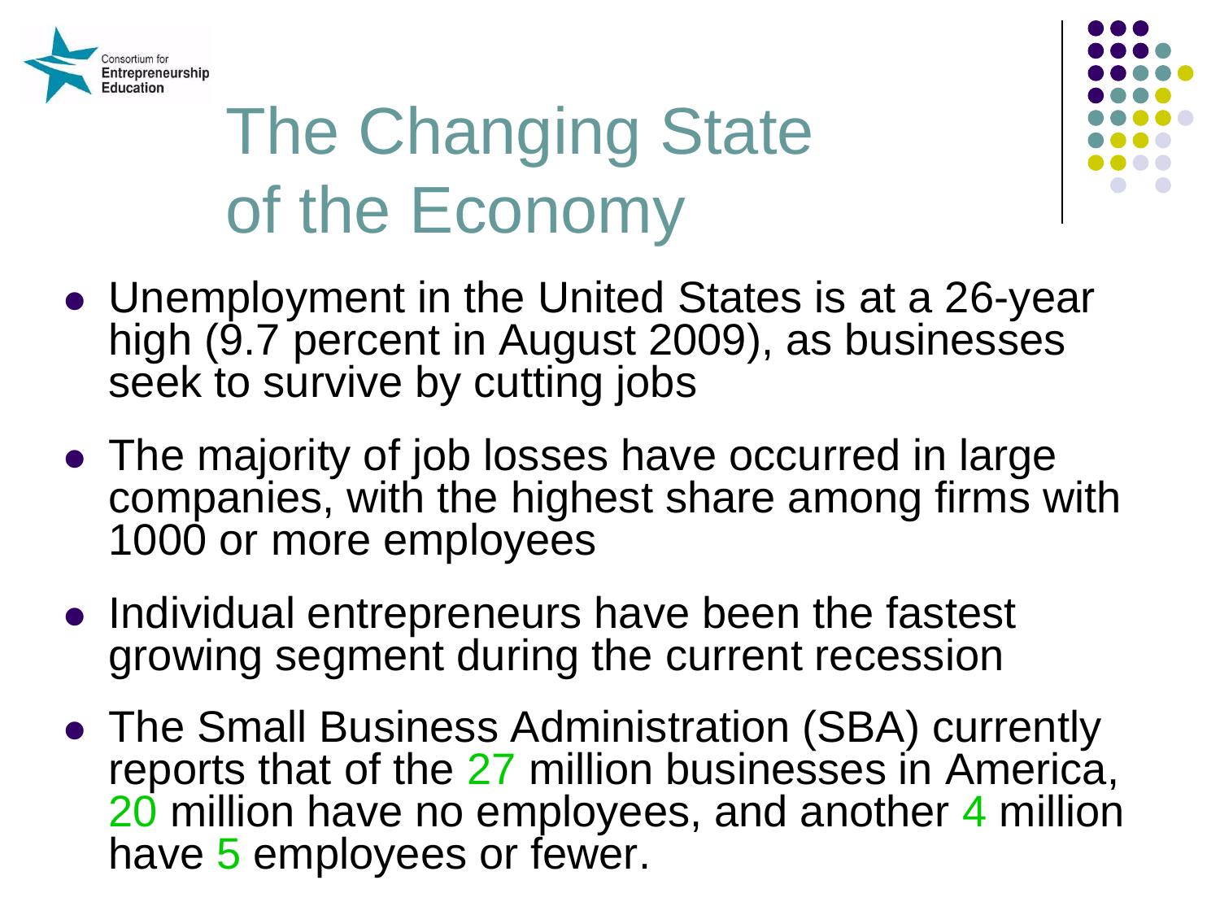# The Changing State of the Economy

- Unemployment in the United States is at a 26-year high (9.7 percent in August 2009), as businesses seek to survive by cutting jobs
- The majority of job losses have occurred in large companies, with the highest share among firms with 1000 or more employees
- Individual entrepreneurs have been the fastest growing segment during the current recession
- The Small Business Administration (SBA) currently reports that of the 27 million businesses in America, 20 million have no employees, and another 4 million have 5 employees or fewer.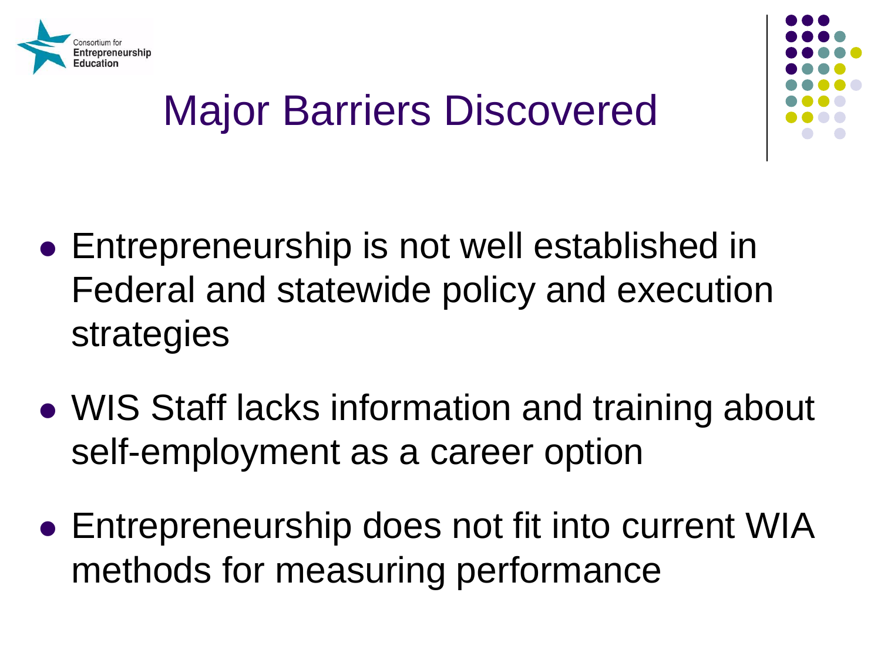# Major Barriers Discovered

- Entrepreneurship is not well established in Federal and statewide policy and execution strategies
- WIS Staff lacks information and training about self-employment as a career option
- Entrepreneurship does not fit into current WIA methods for measuring performance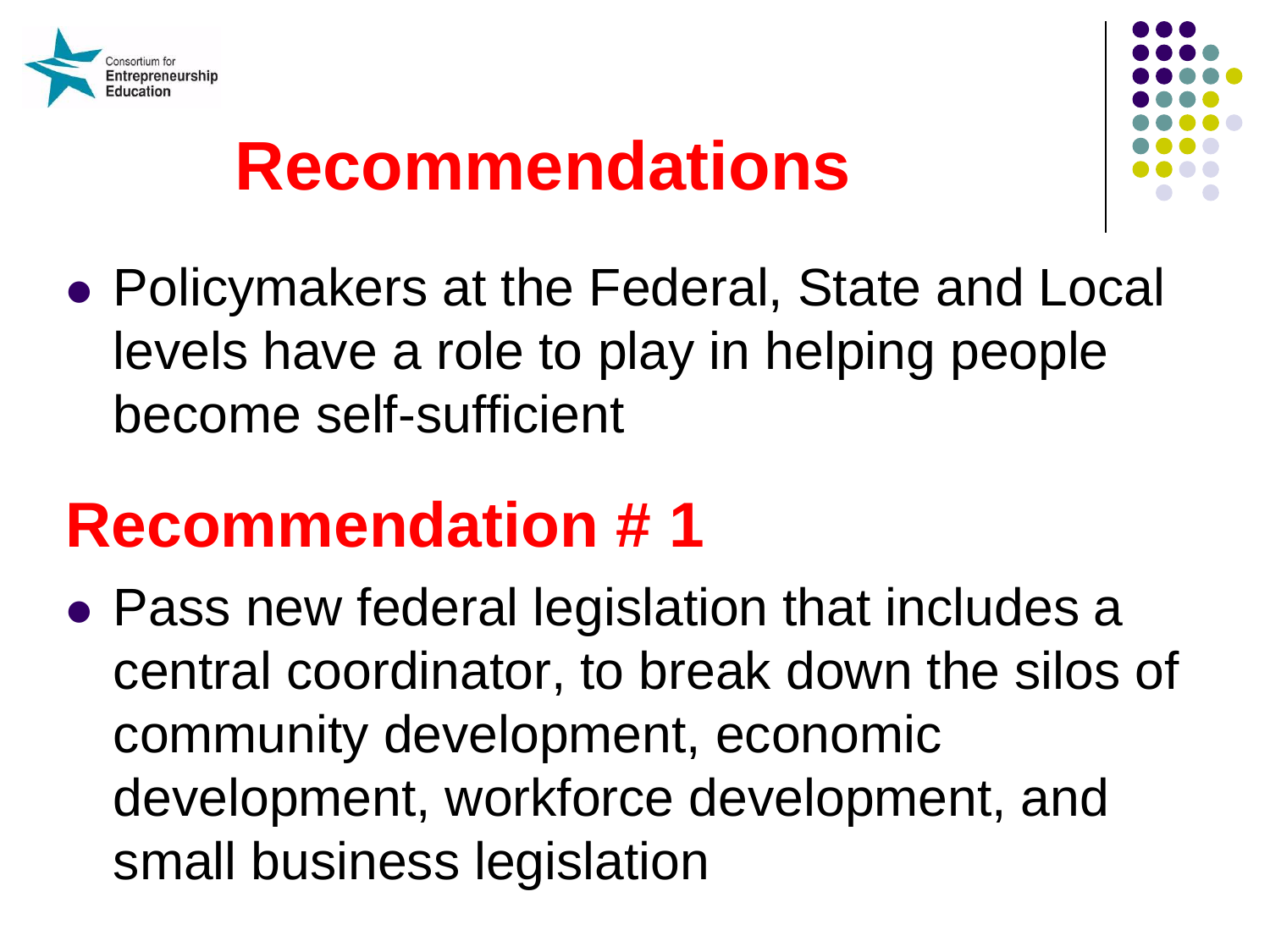# Recommendations

- Policymakers at the Federal, State and Local levels have a role to play in helping people become self-sufficient

## Recommendation # 1

- Pass new federal legislation that includes a central coordinator, to break down the silos of community development, economic development, workforce development, and small business legislation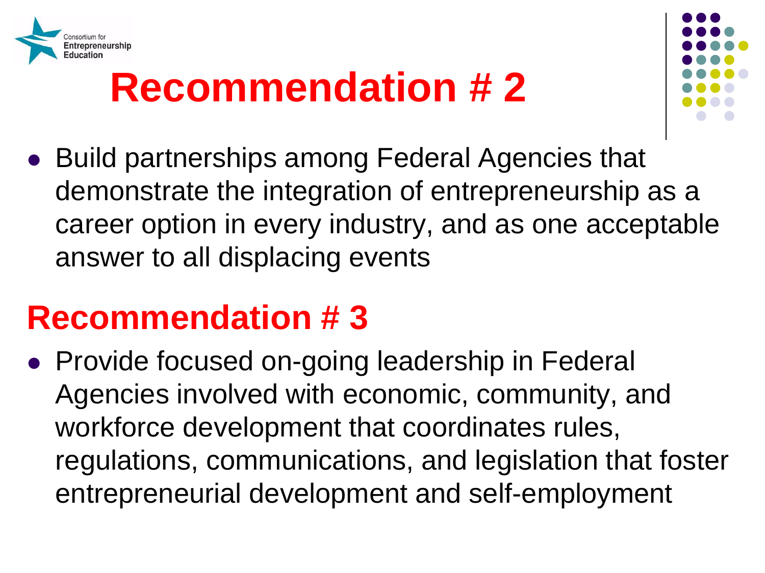Consortium for Entrepreneurship Education

# Recommendation # 2

- Build partnerships among Federal Agencies that demonstrate the integration of entrepreneurship as a career option in every industry, and as one acceptable answer to all displacing events

## Recommendation # 3

- Provide focused on-going leadership in Federal Agencies involved with economic, community, and workforce development that coordinates rules, regulations, communications, and legislation that foster entrepreneurial development and self-employment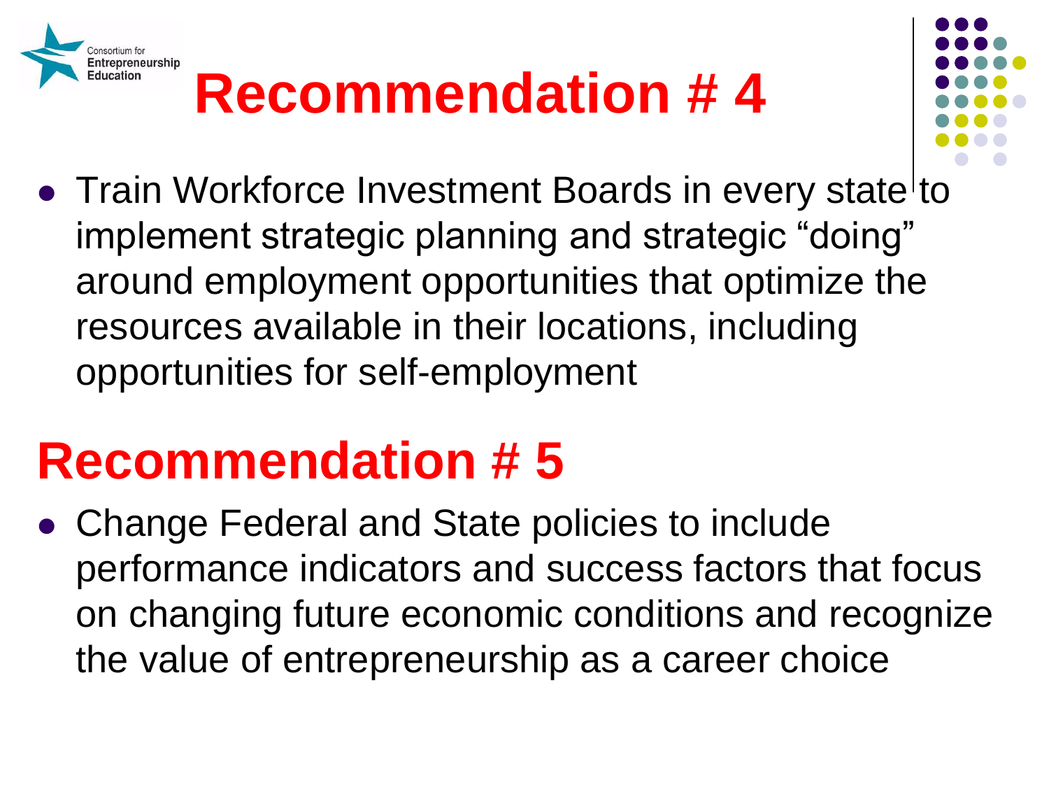# Recommendation # 4

- Train Workforce Investment Boards in every state to implement strategic planning and strategic "doing" around employment opportunities that optimize the resources available in their locations, including opportunities for self-employment

# Recommendation # 5

- Change Federal and State policies to include performance indicators and success factors that focus on changing future economic conditions and recognize the value of entrepreneurship as a career choice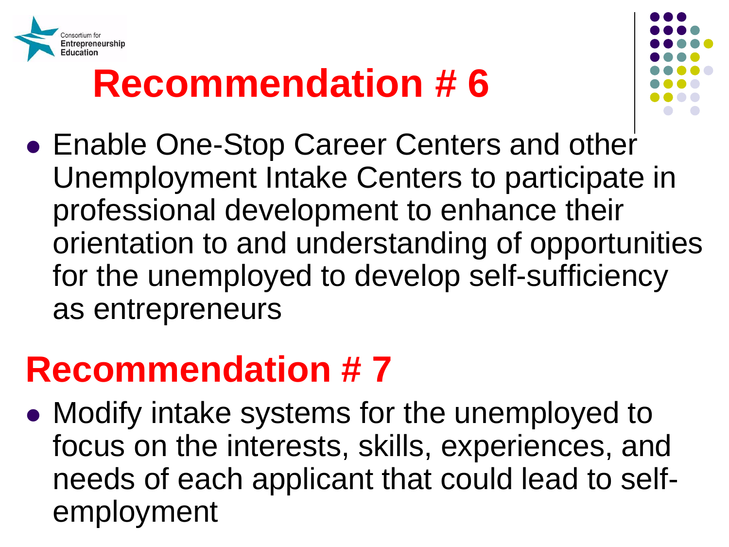## Recommendation # 6

- Enable One-Stop Career Centers and other Unemployment Intake Centers to participate in professional development to enhance their orientation to and understanding of opportunities for the unemployed to develop self-sufficiency as entrepreneurs

## Recommendation # 7

- Modify intake systems for the unemployed to focus on the interests, skills, experiences, and needs of each applicant that could lead to self-employment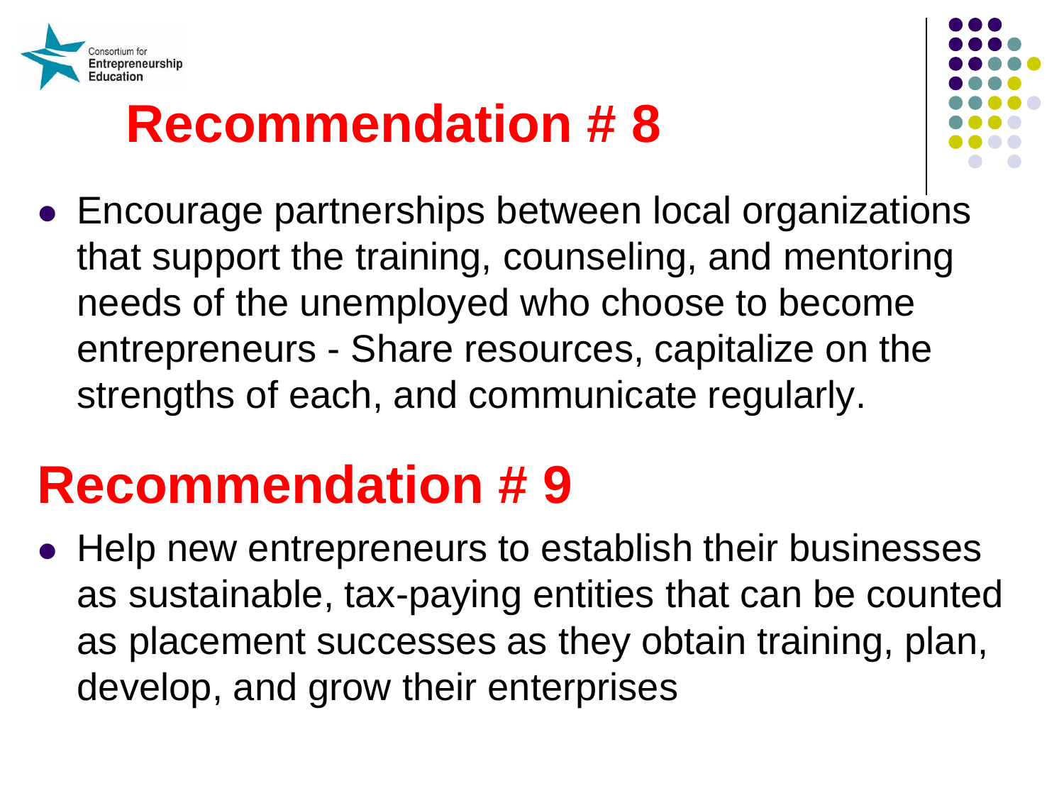# Recommendation # 8

- Encourage partnerships between local organizations that support the training, counseling, and mentoring needs of the unemployed who choose to become entrepreneurs - Share resources, capitalize on the strengths of each, and communicate regularly.

# Recommendation # 9

- Help new entrepreneurs to establish their businesses as sustainable, tax-paying entities that can be counted as placement successes as they obtain training, plan, develop, and grow their enterprises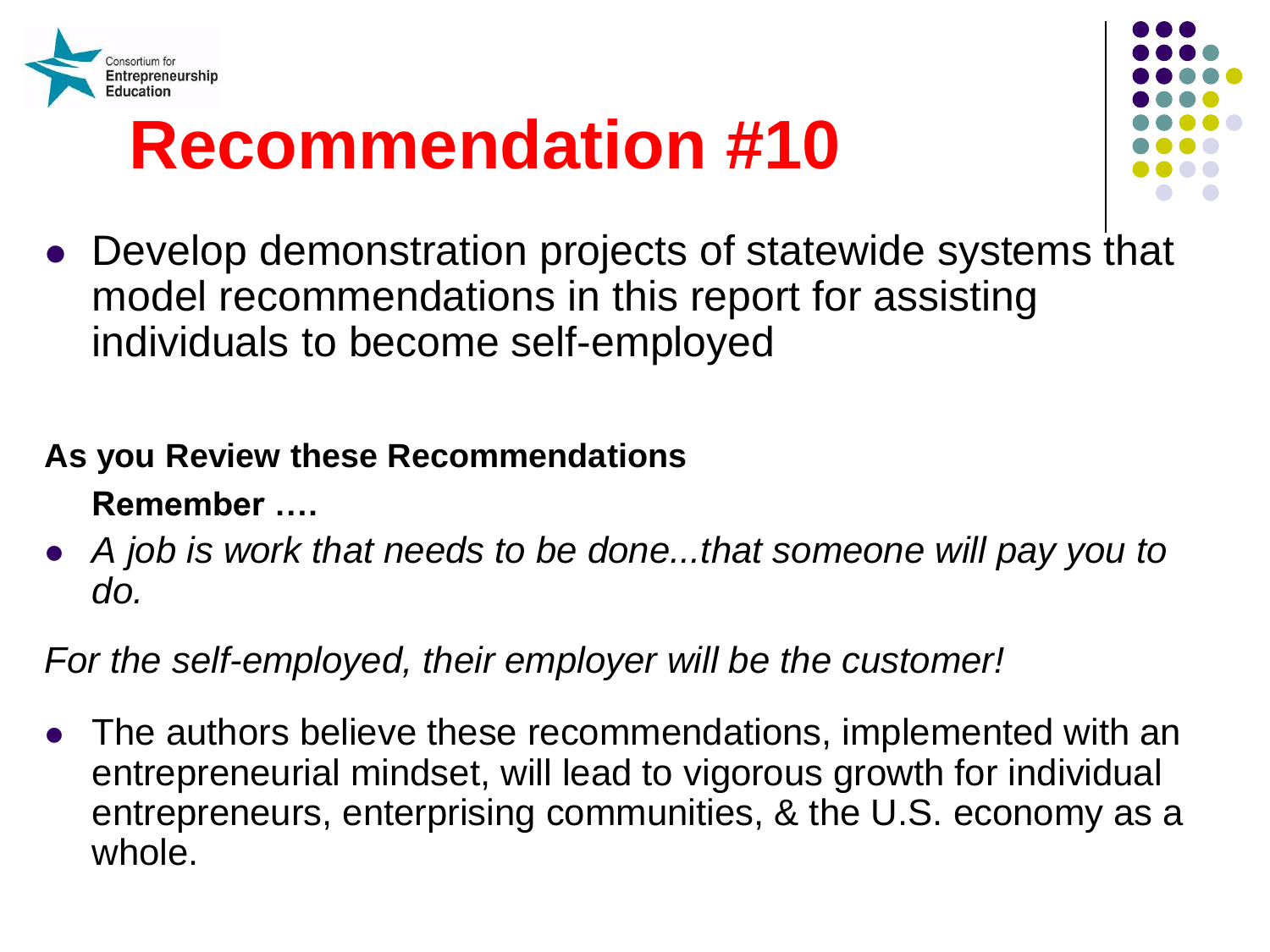Consortium for Entrepreneurship Education

# Recommendation #10

- Develop demonstration projects of statewide systems that model recommendations in this report for assisting individuals to become self-employed

**As you Review these Recommendations**

**Remember ….**

- *A job is work that needs to be done...that someone will pay you to do.*

*For the self-employed, their employer will be the customer!*

- The authors believe these recommendations, implemented with an entrepreneurial mindset, will lead to vigorous growth for individual entrepreneurs, enterprising communities, & the U.S. economy as a whole.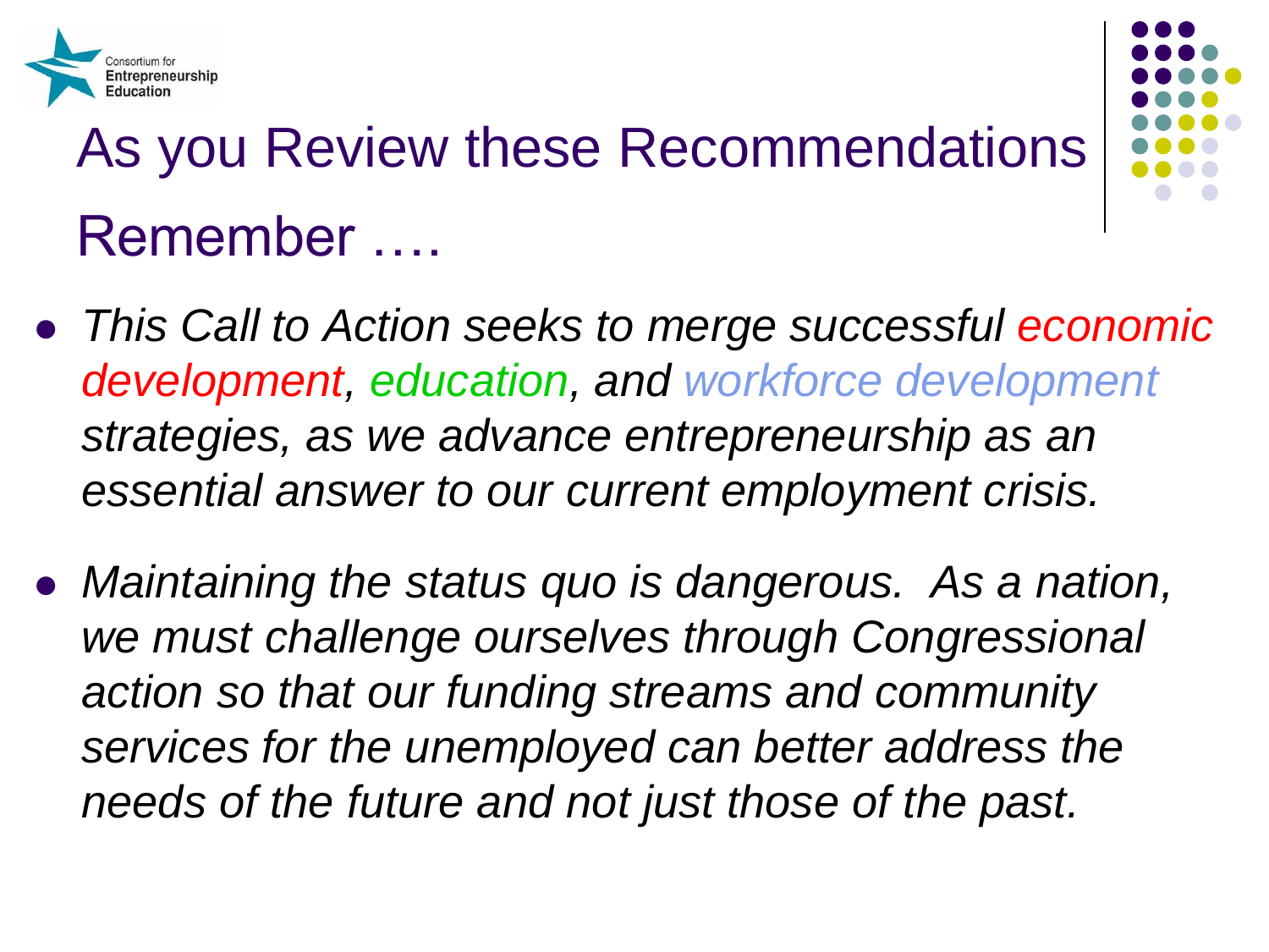# As you Review these Recommendations Remember ….

- *This Call to Action seeks to merge successful economic development, education, and workforce development strategies, as we advance entrepreneurship as an essential answer to our current employment crisis.*
- *Maintaining the status quo is dangerous. As a nation, we must challenge ourselves through Congressional action so that our funding streams and community services for the unemployed can better address the needs of the future and not just those of the past.*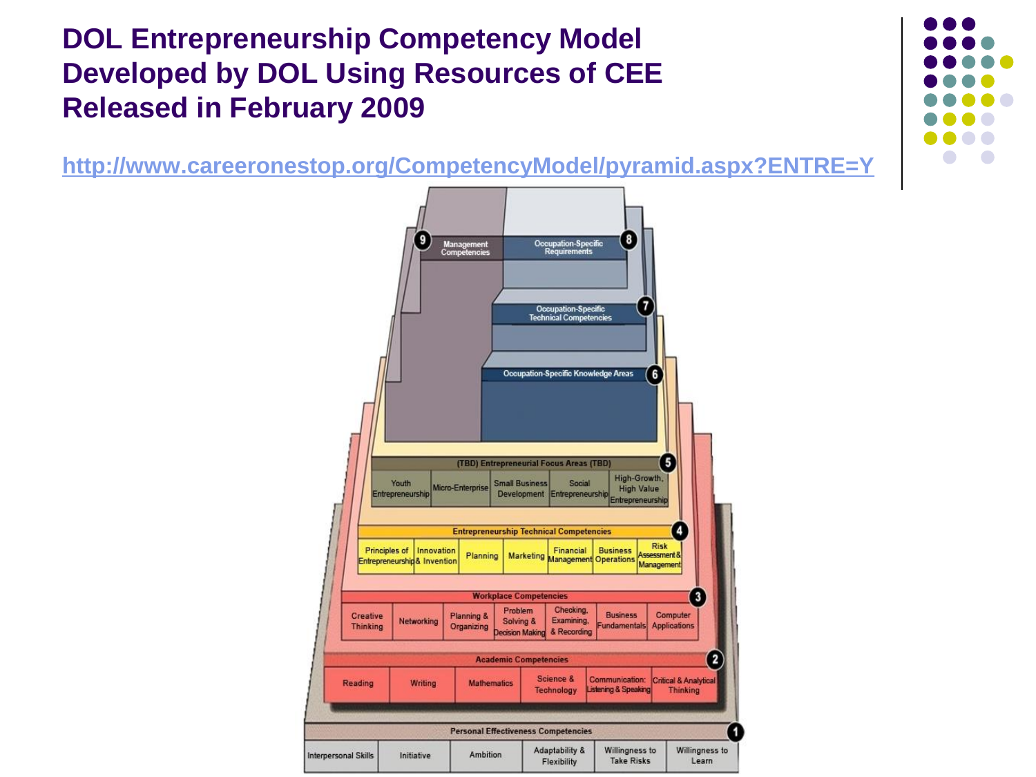# DOL Entrepreneurship Competency Model Developed by DOL Using Resources of CEE Released in February 2009

http://www.careeronestop.org/CompetencyModel/pyramid.aspx?ENTRE=Y

9 Management Competencies

8 Occupation-Specific Requirements

7 Occupation-Specific Technical Competencies

6 Occupation-Specific Knowledge Areas

5 (TBD) Entrepreneurial Focus Areas (TBD)

- Youth Entrepreneurship
- Micro-Enterprise
- Small Business Development
- Social Entrepreneurship
- High-Growth, High Value Entrepreneurship

4 Entrepreneurship Technical Competencies

- Principles of Entrepreneurship
- Innovation & Invention
- Planning
- Marketing
- Financial Management
- Business Operations
- Risk Assessment & Management

3 Workplace Competencies

- Creative Thinking
- Networking
- Planning & Organizing
- Problem Solving & Decision Making
- Checking, Examining, & Recording
- Business Fundamentals
- Computer Applications

2 Academic Competencies

- Reading
- Writing
- Mathematics
- Science & Technology
- Communication: Listening & Speaking
- Critical & Analytical Thinking

1 Personal Effectiveness Competencies

- Interpersonal Skills
- Initiative
- Ambition
- Adaptability & Flexibility
- Willingness to Take Risks
- Willingness to Learn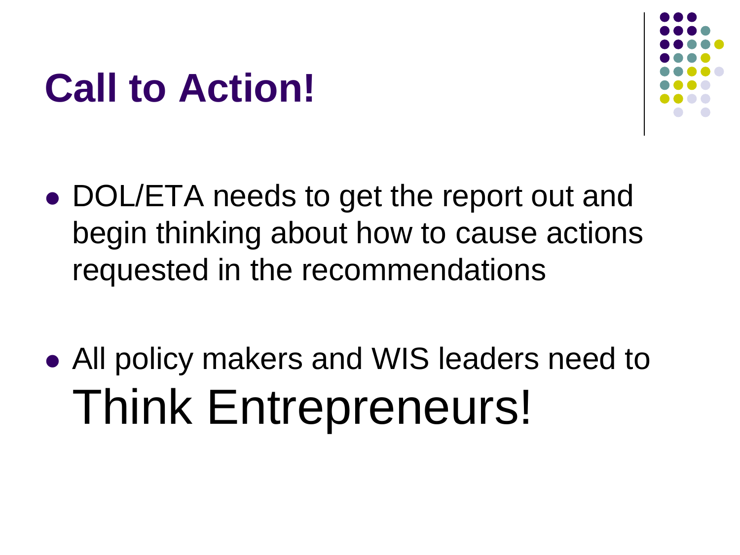# Call to Action!

- DOL/ETA needs to get the report out and begin thinking about how to cause actions requested in the recommendations

- All policy makers and WIS leaders need to Think Entrepreneurs!